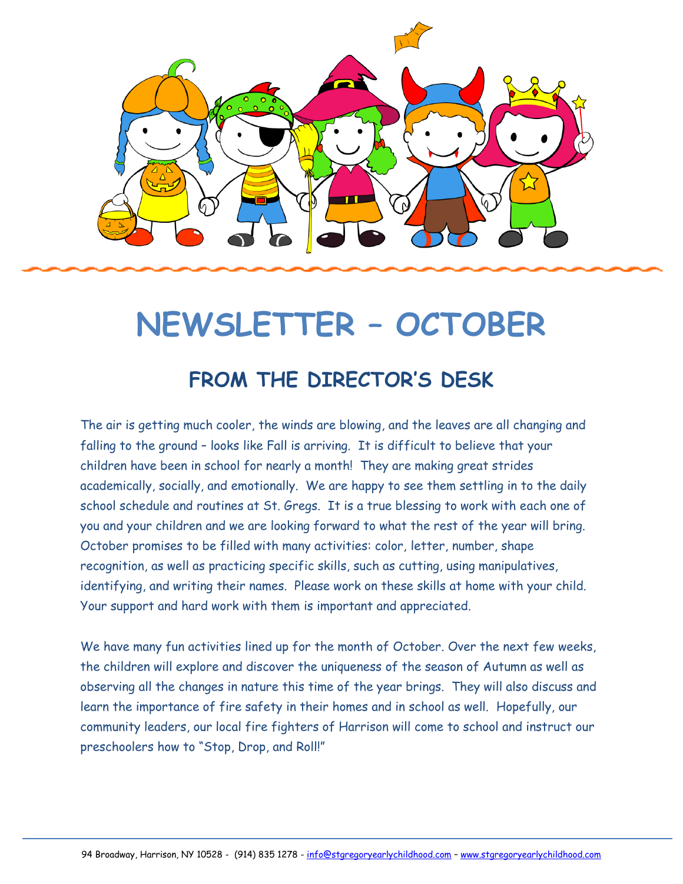# NEWSLETTER – OCTOBER

## FROM THE DIRECTOR'S DESK

The air is getting much cooler, the winds are blowing, and the leaves are all changing and falling to the ground – looks like Fall is arriving. It is difficult to believe that your children have been in school for nearly a month! They are making great strides academically, socially, and emotionally. We are happy to see them settling in to the daily school schedule and routines at St. Gregs. It is a true blessing to work with each one of you and your children and we are looking forward to what the rest of the year will bring. October promises to be filled with many activities: color, letter, number, shape recognition, as well as practicing specific skills, such as cutting, using manipulatives, identifying, and writing their names. Please work on these skills at home with your child. Your support and hard work with them is important and appreciated.

We have many fun activities lined up for the month of October. Over the next few weeks, the children will explore and discover the uniqueness of the season of Autumn as well as observing all the changes in nature this time of the year brings. They will also discuss and learn the importance of fire safety in their homes and in school as well. Hopefully, our community leaders, our local fire fighters of Harrison will come to school and instruct our preschoolers how to "Stop, Drop, and Roll!"

94 Broadway, Harrison, NY 10528 - (914) 835 1278 - info@stgregoryearlychildhood.com – www.stgregoryearlychildhood.com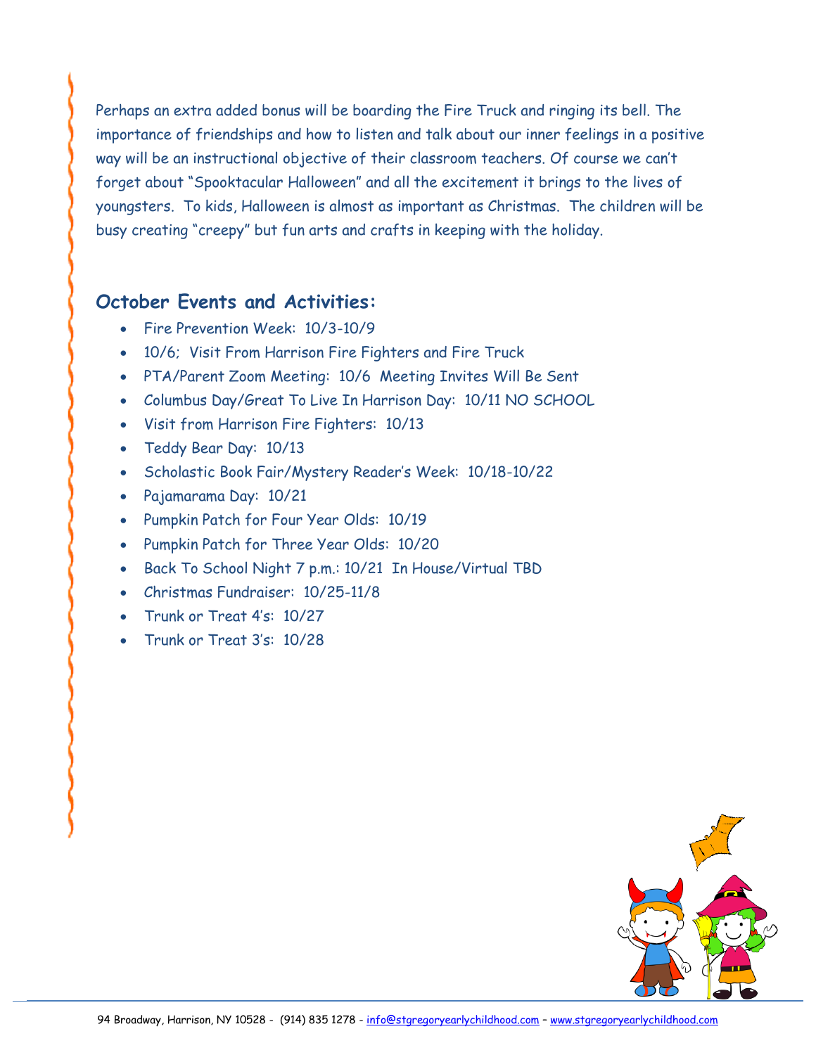Perhaps an extra added bonus will be boarding the Fire Truck and ringing its bell. The importance of friendships and how to listen and talk about our inner feelings in a positive way will be an instructional objective of their classroom teachers. Of course we can't forget about "Spooktacular Halloween" and all the excitement it brings to the lives of youngsters. To kids, Halloween is almost as important as Christmas. The children will be busy creating "creepy" but fun arts and crafts in keeping with the holiday.

## October Events and Activities:

- Fire Prevention Week: 10/3-10/9
- 10/6; Visit From Harrison Fire Fighters and Fire Truck
- PTA/Parent Zoom Meeting: 10/6 Meeting Invites Will Be Sent
- Columbus Day/Great To Live In Harrison Day: 10/11 NO SCHOOL
- Visit from Harrison Fire Fighters: 10/13
- Teddy Bear Day: 10/13
- Scholastic Book Fair/Mystery Reader's Week: 10/18-10/22
- Pajamarama Day: 10/21
- Pumpkin Patch for Four Year Olds: 10/19
- Pumpkin Patch for Three Year Olds: 10/20
- Back To School Night 7 p.m.: 10/21 In House/Virtual TBD
- Christmas Fundraiser: 10/25-11/8
- Trunk or Treat 4's: 10/27
- Trunk or Treat 3's: 10/28

94 Broadway, Harrison, NY 10528 - (914) 835 1278 - info@stgregoryearlychildhood.com – www.stgregoryearlychildhood.com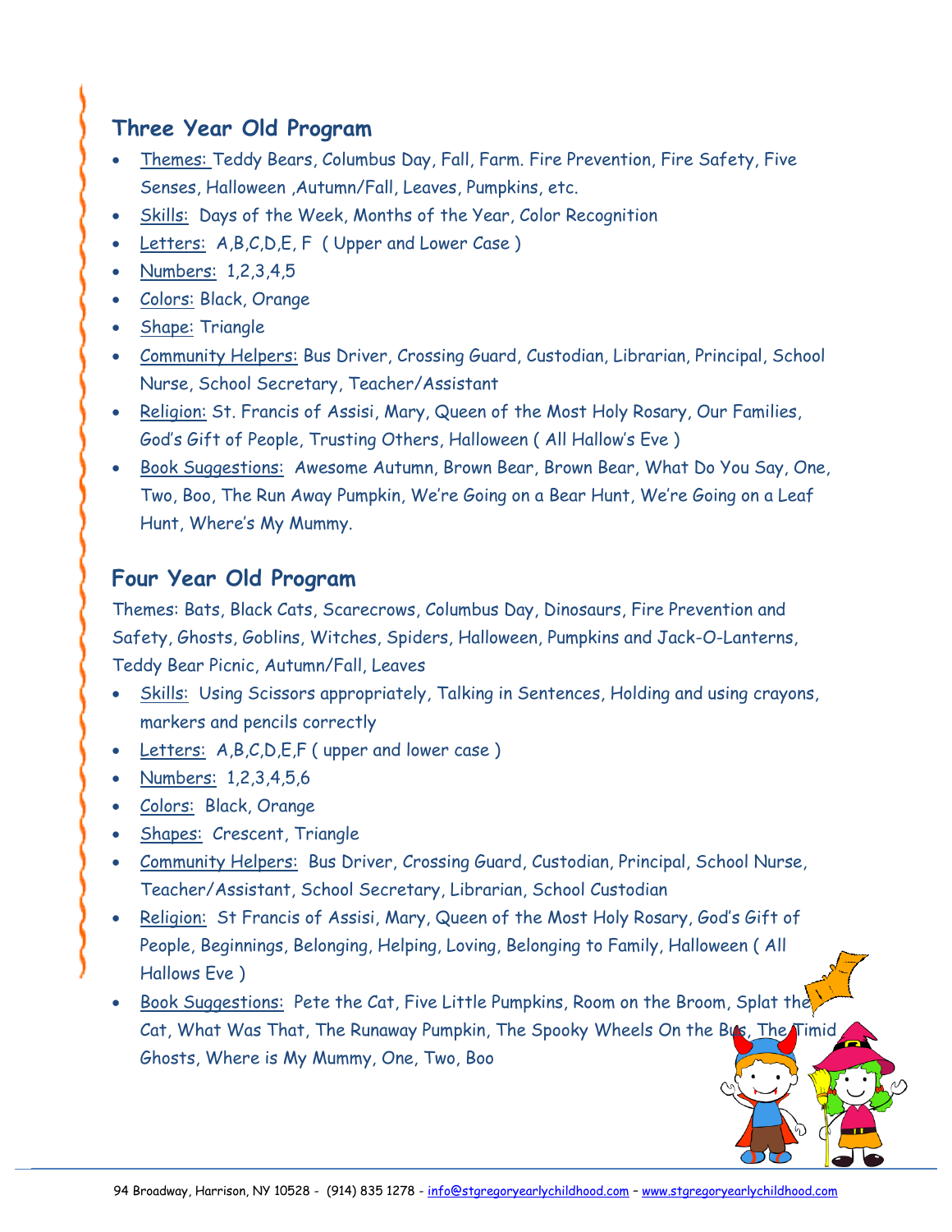## Three Year Old Program

- Themes: Teddy Bears, Columbus Day, Fall, Farm. Fire Prevention, Fire Safety, Five Senses, Halloween ,Autumn/Fall, Leaves, Pumpkins, etc.
- Skills: Days of the Week, Months of the Year, Color Recognition
- Letters: A,B,C,D,E, F ( Upper and Lower Case )
- Numbers: 1,2,3,4,5
- Colors: Black, Orange
- Shape: Triangle
- Community Helpers: Bus Driver, Crossing Guard, Custodian, Librarian, Principal, School Nurse, School Secretary, Teacher/Assistant
- Religion: St. Francis of Assisi, Mary, Queen of the Most Holy Rosary, Our Families, God's Gift of People, Trusting Others, Halloween ( All Hallow's Eve )
- Book Suggestions: Awesome Autumn, Brown Bear, Brown Bear, What Do You Say, One, Two, Boo, The Run Away Pumpkin, We're Going on a Bear Hunt, We're Going on a Leaf Hunt, Where's My Mummy.

## Four Year Old Program

Themes: Bats, Black Cats, Scarecrows, Columbus Day, Dinosaurs, Fire Prevention and Safety, Ghosts, Goblins, Witches, Spiders, Halloween, Pumpkins and Jack-O-Lanterns, Teddy Bear Picnic, Autumn/Fall, Leaves

- Skills: Using Scissors appropriately, Talking in Sentences, Holding and using crayons, markers and pencils correctly
- Letters: A,B,C,D,E,F ( upper and lower case )
- Numbers: 1,2,3,4,5,6
- Colors: Black, Orange
- Shapes: Crescent, Triangle
- Community Helpers: Bus Driver, Crossing Guard, Custodian, Principal, School Nurse, Teacher/Assistant, School Secretary, Librarian, School Custodian
- Religion: St Francis of Assisi, Mary, Queen of the Most Holy Rosary, God's Gift of People, Beginnings, Belonging, Helping, Loving, Belonging to Family, Halloween ( All Hallows Eve )
- Book Suggestions: Pete the Cat, Five Little Pumpkins, Room on the Broom, Splat the Cat, What Was That, The Runaway Pumpkin, The Spooky Wheels On the Bus, The Timid Ghosts, Where is My Mummy, One, Two, Boo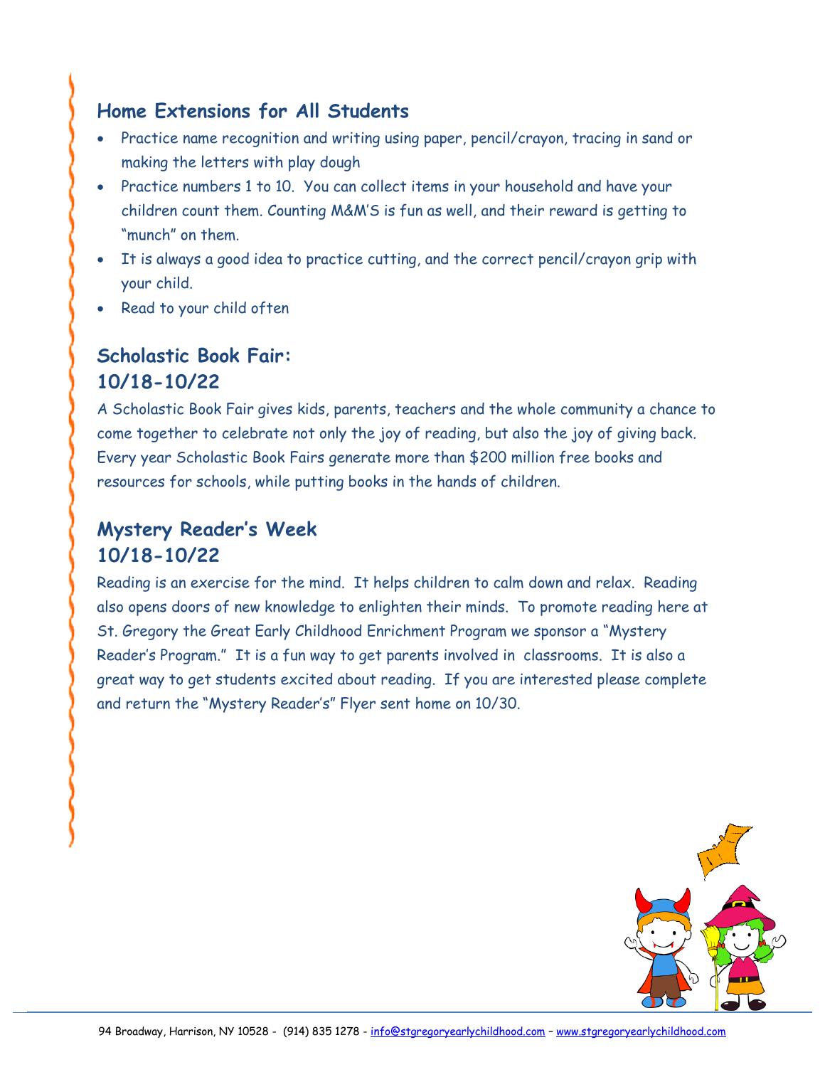## Home Extensions for All Students

- Practice name recognition and writing using paper, pencil/crayon, tracing in sand or making the letters with play dough
- Practice numbers 1 to 10. You can collect items in your household and have your children count them. Counting M&M'S is fun as well, and their reward is getting to "munch" on them.
- It is always a good idea to practice cutting, and the correct pencil/crayon grip with your child.
- Read to your child often

## Scholastic Book Fair: 10/18-10/22

A Scholastic Book Fair gives kids, parents, teachers and the whole community a chance to come together to celebrate not only the joy of reading, but also the joy of giving back. Every year Scholastic Book Fairs generate more than $200 million free books and resources for schools, while putting books in the hands of children.

## Mystery Reader's Week 10/18-10/22

Reading is an exercise for the mind. It helps children to calm down and relax. Reading also opens doors of new knowledge to enlighten their minds. To promote reading here at St. Gregory the Great Early Childhood Enrichment Program we sponsor a "Mystery Reader's Program." It is a fun way to get parents involved in classrooms. It is also a great way to get students excited about reading. If you are interested please complete and return the "Mystery Reader's" Flyer sent home on 10/30.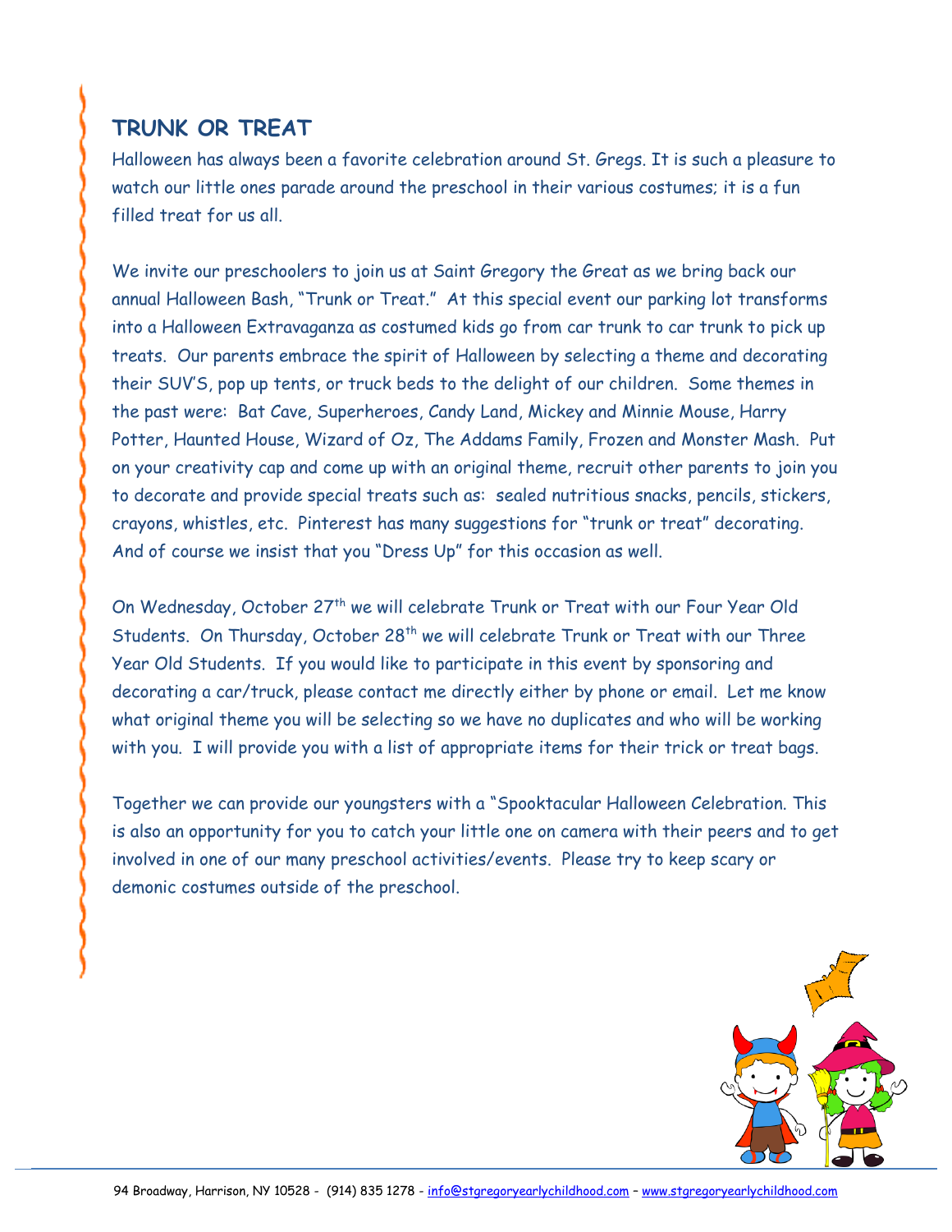## TRUNK OR TREAT

Halloween has always been a favorite celebration around St. Gregs. It is such a pleasure to watch our little ones parade around the preschool in their various costumes; it is a fun filled treat for us all.

We invite our preschoolers to join us at Saint Gregory the Great as we bring back our annual Halloween Bash, "Trunk or Treat." At this special event our parking lot transforms into a Halloween Extravaganza as costumed kids go from car trunk to car trunk to pick up treats. Our parents embrace the spirit of Halloween by selecting a theme and decorating their SUV'S, pop up tents, or truck beds to the delight of our children. Some themes in the past were: Bat Cave, Superheroes, Candy Land, Mickey and Minnie Mouse, Harry Potter, Haunted House, Wizard of Oz, The Addams Family, Frozen and Monster Mash. Put on your creativity cap and come up with an original theme, recruit other parents to join you to decorate and provide special treats such as: sealed nutritious snacks, pencils, stickers, crayons, whistles, etc. Pinterest has many suggestions for "trunk or treat" decorating. And of course we insist that you "Dress Up" for this occasion as well.

On Wednesday, October 27th we will celebrate Trunk or Treat with our Four Year Old Students. On Thursday, October 28th we will celebrate Trunk or Treat with our Three Year Old Students. If you would like to participate in this event by sponsoring and decorating a car/truck, please contact me directly either by phone or email. Let me know what original theme you will be selecting so we have no duplicates and who will be working with you. I will provide you with a list of appropriate items for their trick or treat bags.

Together we can provide our youngsters with a "Spooktacular Halloween Celebration. This is also an opportunity for you to catch your little one on camera with their peers and to get involved in one of our many preschool activities/events. Please try to keep scary or demonic costumes outside of the preschool.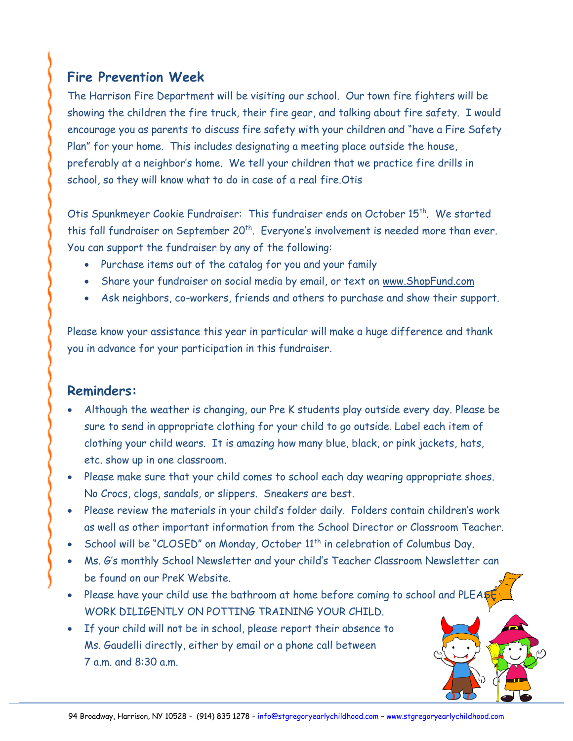## Fire Prevention Week

The Harrison Fire Department will be visiting our school. Our town fire fighters will be showing the children the fire truck, their fire gear, and talking about fire safety. I would encourage you as parents to discuss fire safety with your children and "have a Fire Safety Plan" for your home. This includes designating a meeting place outside the house, preferably at a neighbor's home. We tell your children that we practice fire drills in school, so they will know what to do in case of a real fire.Otis

Otis Spunkmeyer Cookie Fundraiser: This fundraiser ends on October 15th. We started this fall fundraiser on September 20th. Everyone's involvement is needed more than ever. You can support the fundraiser by any of the following:

- Purchase items out of the catalog for you and your family
- Share your fundraiser on social media by email, or text on www.ShopFund.com
- Ask neighbors, co-workers, friends and others to purchase and show their support.

Please know your assistance this year in particular will make a huge difference and thank you in advance for your participation in this fundraiser.

## Reminders:

- Although the weather is changing, our Pre K students play outside every day. Please be sure to send in appropriate clothing for your child to go outside. Label each item of clothing your child wears. It is amazing how many blue, black, or pink jackets, hats, etc. show up in one classroom.
- Please make sure that your child comes to school each day wearing appropriate shoes. No Crocs, clogs, sandals, or slippers. Sneakers are best.
- Please review the materials in your child's folder daily. Folders contain children's work as well as other important information from the School Director or Classroom Teacher.
- School will be "CLOSED" on Monday, October 11th in celebration of Columbus Day.
- Ms. G's monthly School Newsletter and your child's Teacher Classroom Newsletter can be found on our PreK Website.
- Please have your child use the bathroom at home before coming to school and PLEASE WORK DILIGENTLY ON POTTING TRAINING YOUR CHILD.
- If your child will not be in school, please report their absence to Ms. Gaudelli directly, either by email or a phone call between 7 a.m. and 8:30 a.m.

94 Broadway, Harrison, NY 10528 - (914) 835 1278 - info@stgregoryearlychildhood.com – www.stgregoryearlychildhood.com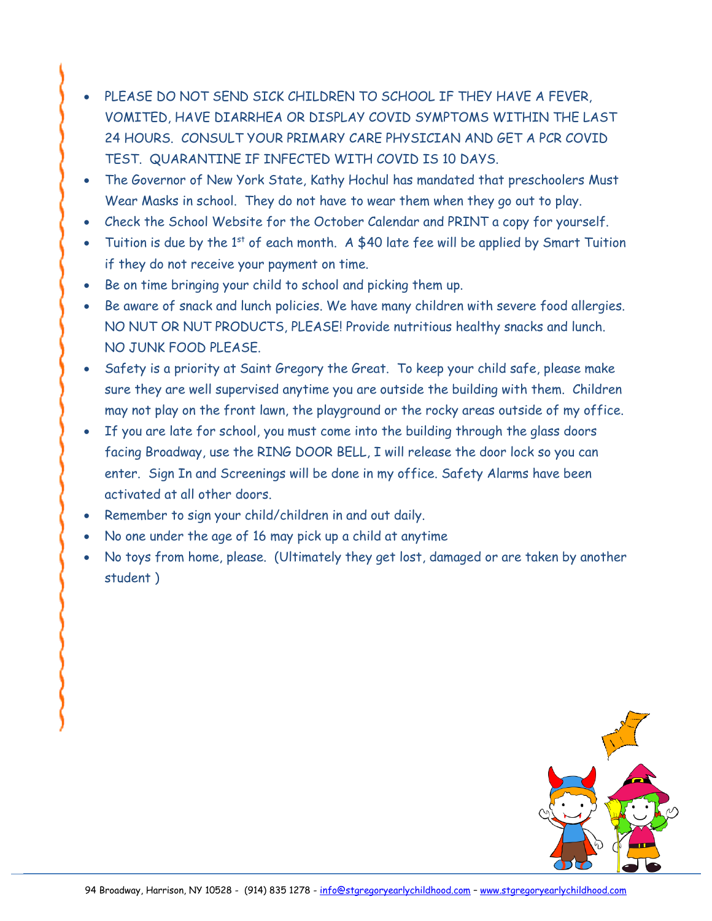- PLEASE DO NOT SEND SICK CHILDREN TO SCHOOL IF THEY HAVE A FEVER, VOMITED, HAVE DIARRHEA OR DISPLAY COVID SYMPTOMS WITHIN THE LAST 24 HOURS. CONSULT YOUR PRIMARY CARE PHYSICIAN AND GET A PCR COVID TEST. QUARANTINE IF INFECTED WITH COVID IS 10 DAYS.
- The Governor of New York State, Kathy Hochul has mandated that preschoolers Must Wear Masks in school. They do not have to wear them when they go out to play.
- Check the School Website for the October Calendar and PRINT a copy for yourself.
- Tuition is due by the 1st of each month. A $40 late fee will be applied by Smart Tuition if they do not receive your payment on time.
- Be on time bringing your child to school and picking them up.
- Be aware of snack and lunch policies. We have many children with severe food allergies. NO NUT OR NUT PRODUCTS, PLEASE! Provide nutritious healthy snacks and lunch. NO JUNK FOOD PLEASE.
- Safety is a priority at Saint Gregory the Great. To keep your child safe, please make sure they are well supervised anytime you are outside the building with them. Children may not play on the front lawn, the playground or the rocky areas outside of my office.
- If you are late for school, you must come into the building through the glass doors facing Broadway, use the RING DOOR BELL, I will release the door lock so you can enter. Sign In and Screenings will be done in my office. Safety Alarms have been activated at all other doors.
- Remember to sign your child/children in and out daily.
- No one under the age of 16 may pick up a child at anytime
- No toys from home, please. (Ultimately they get lost, damaged or are taken by another student )

94 Broadway, Harrison, NY 10528 - (914) 835 1278 - info@stgregoryearlychildhood.com – www.stgregoryearlychildhood.com